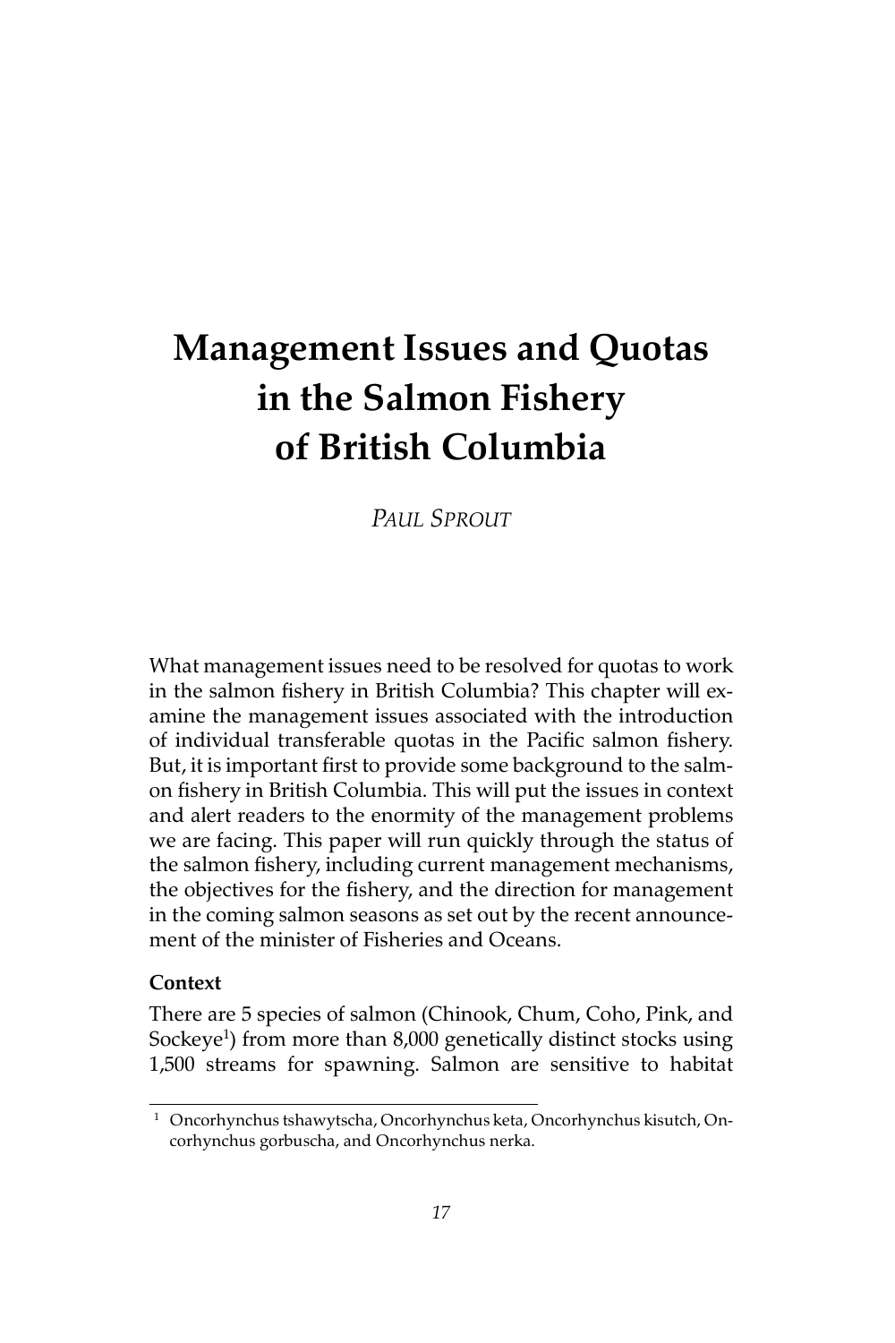# Management Issues and Quotas in the Salmon Fishery of British Columbia

*Paul Sprout*

What management issues need to be resolved for quotas to work in the salmon fishery in British Columbia? This chapter will examine the management issues associated with the introduction of individual transferable quotas in the Pacific salmon fishery. But, it is important first to provide some background to the salmon fishery in British Columbia. This will put the issues in context and alert readers to the enormity of the management problems we are facing. This paper will run quickly through the status of the salmon fishery, including current management mechanisms, the objectives for the fishery, and the direction for management in the coming salmon seasons as set out by the recent announcement of the minister of Fisheries and Oceans.

**Context**

There are 5 species of salmon (Chinook, Chum, Coho, Pink, and Sockeye[1]) from more than 8,000 genetically distinct stocks using 1,500 streams for spawning. Salmon are sensitive to habitat

[1] Oncorhynchus tshawytscha, Oncorhynchus keta, Oncorhynchus kisutch, Oncorhynchus gorbuscha, and Oncorhynchus nerka.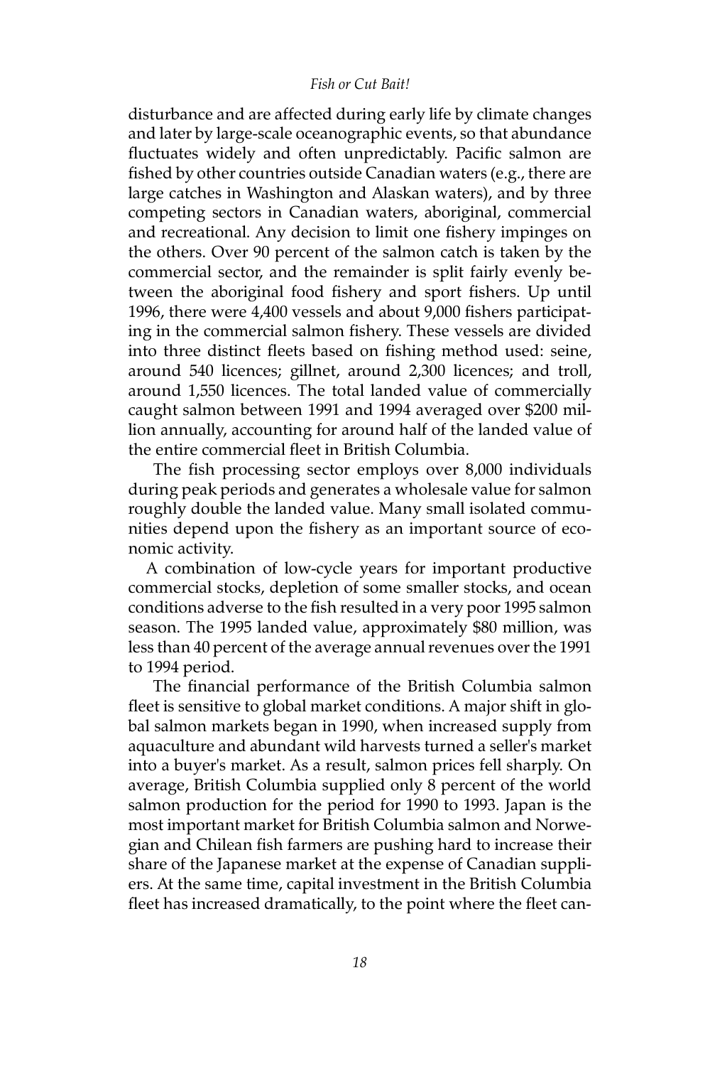disturbance and are affected during early life by climate changes and later by large-scale oceanographic events, so that abundance fluctuates widely and often unpredictably. Pacific salmon are fished by other countries outside Canadian waters (e.g., there are large catches in Washington and Alaskan waters), and by three competing sectors in Canadian waters, aboriginal, commercial and recreational. Any decision to limit one fishery impinges on the others. Over 90 percent of the salmon catch is taken by the commercial sector, and the remainder is split fairly evenly between the aboriginal food fishery and sport fishers. Up until 1996, there were 4,400 vessels and about 9,000 fishers participating in the commercial salmon fishery. These vessels are divided into three distinct fleets based on fishing method used: seine, around 540 licences; gillnet, around 2,300 licences; and troll, around 1,550 licences. The total landed value of commercially caught salmon between 1991 and 1994 averaged over $200 million annually, accounting for around half of the landed value of the entire commercial fleet in British Columbia.

The fish processing sector employs over 8,000 individuals during peak periods and generates a wholesale value for salmon roughly double the landed value. Many small isolated communities depend upon the fishery as an important source of economic activity.

A combination of low-cycle years for important productive commercial stocks, depletion of some smaller stocks, and ocean conditions adverse to the fish resulted in a very poor 1995 salmon season. The 1995 landed value, approximately $80 million, was less than 40 percent of the average annual revenues over the 1991 to 1994 period.

The financial performance of the British Columbia salmon fleet is sensitive to global market conditions. A major shift in global salmon markets began in 1990, when increased supply from aquaculture and abundant wild harvests turned a seller's market into a buyer's market. As a result, salmon prices fell sharply. On average, British Columbia supplied only 8 percent of the world salmon production for the period for 1990 to 1993. Japan is the most important market for British Columbia salmon and Norwegian and Chilean fish farmers are pushing hard to increase their share of the Japanese market at the expense of Canadian suppliers. At the same time, capital investment in the British Columbia fleet has increased dramatically, to the point where the fleet can-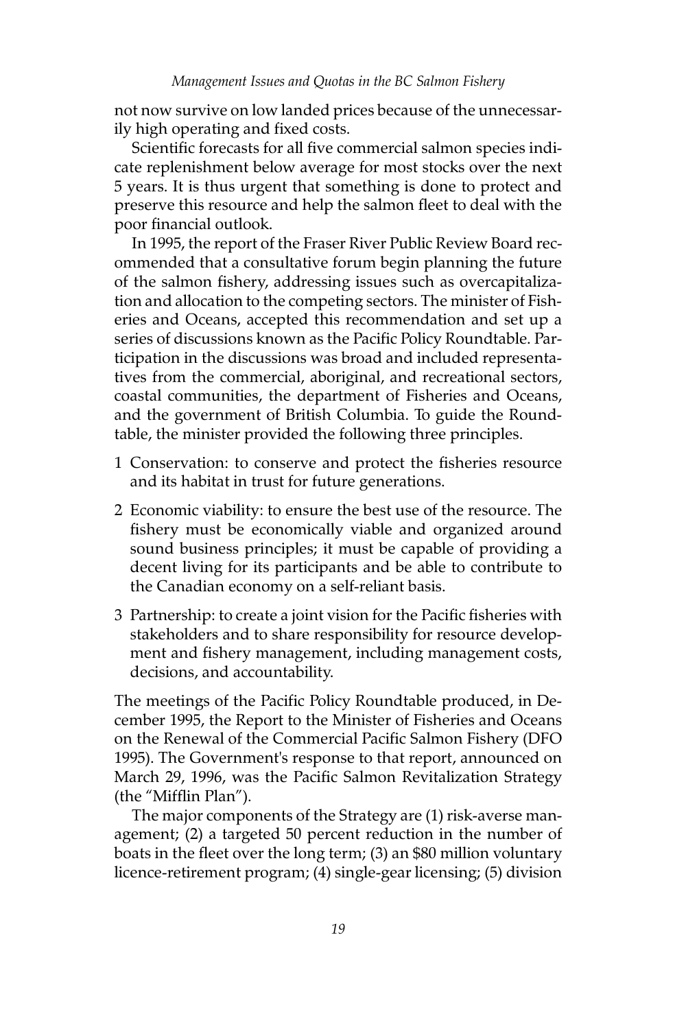not now survive on low landed prices because of the unnecessarily high operating and fixed costs.

Scientific forecasts for all five commercial salmon species indicate replenishment below average for most stocks over the next 5 years. It is thus urgent that something is done to protect and preserve this resource and help the salmon fleet to deal with the poor financial outlook.

In 1995, the report of the Fraser River Public Review Board recommended that a consultative forum begin planning the future of the salmon fishery, addressing issues such as overcapitalization and allocation to the competing sectors. The minister of Fisheries and Oceans, accepted this recommendation and set up a series of discussions known as the Pacific Policy Roundtable. Participation in the discussions was broad and included representatives from the commercial, aboriginal, and recreational sectors, coastal communities, the department of Fisheries and Oceans, and the government of British Columbia. To guide the Roundtable, the minister provided the following three principles.

1 Conservation: to conserve and protect the fisheries resource and its habitat in trust for future generations.

2 Economic viability: to ensure the best use of the resource. The fishery must be economically viable and organized around sound business principles; it must be capable of providing a decent living for its participants and be able to contribute to the Canadian economy on a self-reliant basis.

3 Partnership: to create a joint vision for the Pacific fisheries with stakeholders and to share responsibility for resource development and fishery management, including management costs, decisions, and accountability.

The meetings of the Pacific Policy Roundtable produced, in December 1995, the Report to the Minister of Fisheries and Oceans on the Renewal of the Commercial Pacific Salmon Fishery (DFO 1995). The Government's response to that report, announced on March 29, 1996, was the Pacific Salmon Revitalization Strategy (the "Mifflin Plan").

The major components of the Strategy are (1) risk-averse management; (2) a targeted 50 percent reduction in the number of boats in the fleet over the long term; (3) an $80 million voluntary licence-retirement program; (4) single-gear licensing; (5) division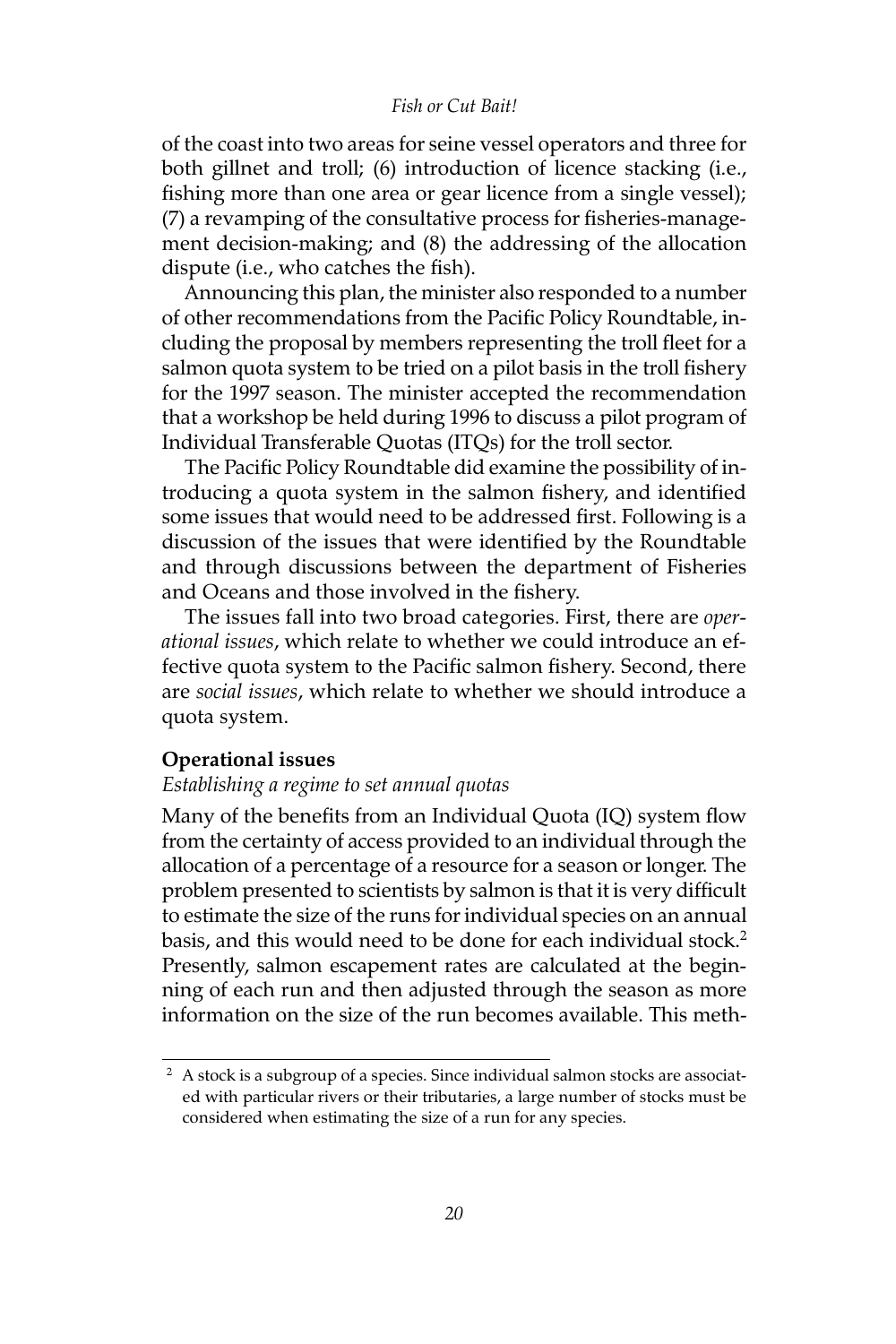of the coast into two areas for seine vessel operators and three for both gillnet and troll; (6) introduction of licence stacking (i.e., fishing more than one area or gear licence from a single vessel); (7) a revamping of the consultative process for fisheries-management decision-making; and (8) the addressing of the allocation dispute (i.e., who catches the fish).

Announcing this plan, the minister also responded to a number of other recommendations from the Pacific Policy Roundtable, including the proposal by members representing the troll fleet for a salmon quota system to be tried on a pilot basis in the troll fishery for the 1997 season. The minister accepted the recommendation that a workshop be held during 1996 to discuss a pilot program of Individual Transferable Quotas (ITQs) for the troll sector.

The Pacific Policy Roundtable did examine the possibility of introducing a quota system in the salmon fishery, and identified some issues that would need to be addressed first. Following is a discussion of the issues that were identified by the Roundtable and through discussions between the department of Fisheries and Oceans and those involved in the fishery.

The issues fall into two broad categories. First, there are *operational issues*, which relate to whether we could introduce an effective quota system to the Pacific salmon fishery. Second, there are *social issues*, which relate to whether we should introduce a quota system.

### Operational issues

*Establishing a regime to set annual quotas*

Many of the benefits from an Individual Quota (IQ) system flow from the certainty of access provided to an individual through the allocation of a percentage of a resource for a season or longer. The problem presented to scientists by salmon is that it is very difficult to estimate the size of the runs for individual species on an annual basis, and this would need to be done for each individual stock.[2] Presently, salmon escapement rates are calculated at the beginning of each run and then adjusted through the season as more information on the size of the run becomes available. This meth-

[2] A stock is a subgroup of a species. Since individual salmon stocks are associated with particular rivers or their tributaries, a large number of stocks must be considered when estimating the size of a run for any species.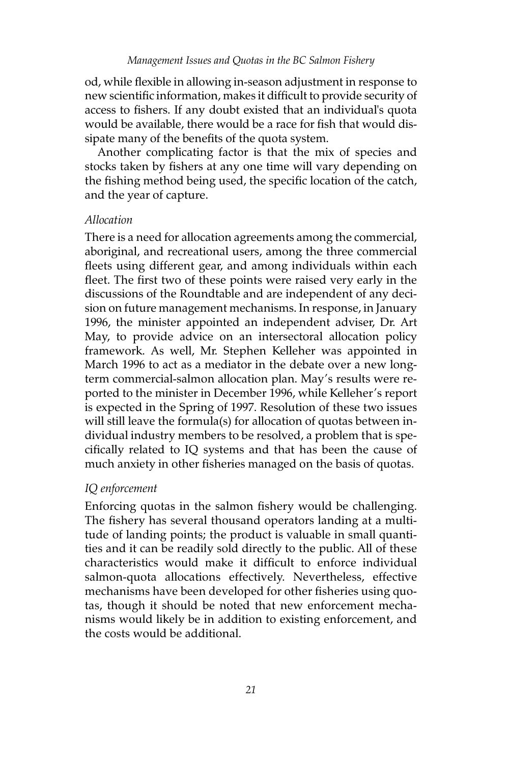od, while flexible in allowing in-season adjustment in response to new scientific information, makes it difficult to provide security of access to fishers. If any doubt existed that an individual's quota would be available, there would be a race for fish that would dissipate many of the benefits of the quota system.

Another complicating factor is that the mix of species and stocks taken by fishers at any one time will vary depending on the fishing method being used, the specific location of the catch, and the year of capture.

*Allocation*

There is a need for allocation agreements among the commercial, aboriginal, and recreational users, among the three commercial fleets using different gear, and among individuals within each fleet. The first two of these points were raised very early in the discussions of the Roundtable and are independent of any decision on future management mechanisms. In response, in January 1996, the minister appointed an independent adviser, Dr. Art May, to provide advice on an intersectoral allocation policy framework. As well, Mr. Stephen Kelleher was appointed in March 1996 to act as a mediator in the debate over a new long-term commercial-salmon allocation plan. May's results were reported to the minister in December 1996, while Kelleher's report is expected in the Spring of 1997. Resolution of these two issues will still leave the formula(s) for allocation of quotas between individual industry members to be resolved, a problem that is specifically related to IQ systems and that has been the cause of much anxiety in other fisheries managed on the basis of quotas.

*IQ enforcement*

Enforcing quotas in the salmon fishery would be challenging. The fishery has several thousand operators landing at a multitude of landing points; the product is valuable in small quantities and it can be readily sold directly to the public. All of these characteristics would make it difficult to enforce individual salmon-quota allocations effectively. Nevertheless, effective mechanisms have been developed for other fisheries using quotas, though it should be noted that new enforcement mechanisms would likely be in addition to existing enforcement, and the costs would be additional.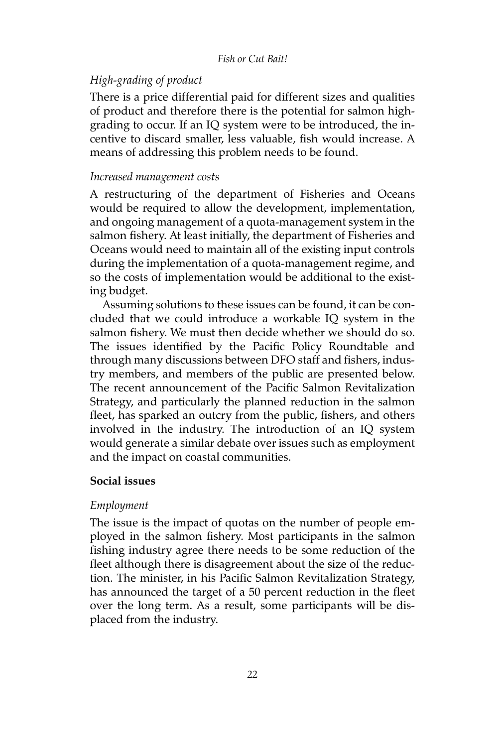*High-grading of product*

There is a price differential paid for different sizes and qualities of product and therefore there is the potential for salmon high-grading to occur. If an IQ system were to be introduced, the incentive to discard smaller, less valuable, fish would increase. A means of addressing this problem needs to be found.

*Increased management costs*

A restructuring of the department of Fisheries and Oceans would be required to allow the development, implementation, and ongoing management of a quota-management system in the salmon fishery. At least initially, the department of Fisheries and Oceans would need to maintain all of the existing input controls during the implementation of a quota-management regime, and so the costs of implementation would be additional to the existing budget.

Assuming solutions to these issues can be found, it can be concluded that we could introduce a workable IQ system in the salmon fishery. We must then decide whether we should do so. The issues identified by the Pacific Policy Roundtable and through many discussions between DFO staff and fishers, industry members, and members of the public are presented below. The recent announcement of the Pacific Salmon Revitalization Strategy, and particularly the planned reduction in the salmon fleet, has sparked an outcry from the public, fishers, and others involved in the industry. The introduction of an IQ system would generate a similar debate over issues such as employment and the impact on coastal communities.

**Social issues**

*Employment*

The issue is the impact of quotas on the number of people employed in the salmon fishery. Most participants in the salmon fishing industry agree there needs to be some reduction of the fleet although there is disagreement about the size of the reduction. The minister, in his Pacific Salmon Revitalization Strategy, has announced the target of a 50 percent reduction in the fleet over the long term. As a result, some participants will be displaced from the industry.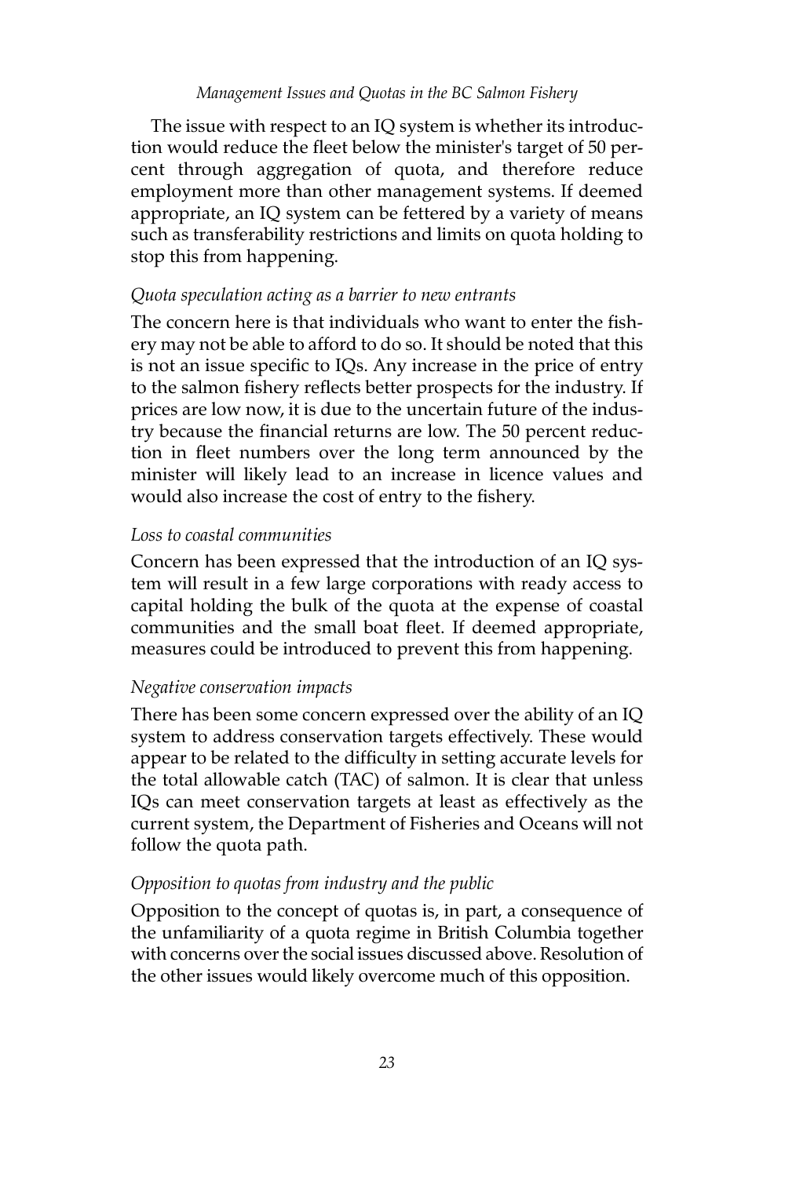The issue with respect to an IQ system is whether its introduction would reduce the fleet below the minister's target of 50 percent through aggregation of quota, and therefore reduce employment more than other management systems. If deemed appropriate, an IQ system can be fettered by a variety of means such as transferability restrictions and limits on quota holding to stop this from happening.

*Quota speculation acting as a barrier to new entrants*

The concern here is that individuals who want to enter the fishery may not be able to afford to do so. It should be noted that this is not an issue specific to IQs. Any increase in the price of entry to the salmon fishery reflects better prospects for the industry. If prices are low now, it is due to the uncertain future of the industry because the financial returns are low. The 50 percent reduction in fleet numbers over the long term announced by the minister will likely lead to an increase in licence values and would also increase the cost of entry to the fishery.

*Loss to coastal communities*

Concern has been expressed that the introduction of an IQ system will result in a few large corporations with ready access to capital holding the bulk of the quota at the expense of coastal communities and the small boat fleet. If deemed appropriate, measures could be introduced to prevent this from happening.

*Negative conservation impacts*

There has been some concern expressed over the ability of an IQ system to address conservation targets effectively. These would appear to be related to the difficulty in setting accurate levels for the total allowable catch (TAC) of salmon. It is clear that unless IQs can meet conservation targets at least as effectively as the current system, the Department of Fisheries and Oceans will not follow the quota path.

*Opposition to quotas from industry and the public*

Opposition to the concept of quotas is, in part, a consequence of the unfamiliarity of a quota regime in British Columbia together with concerns over the social issues discussed above. Resolution of the other issues would likely overcome much of this opposition.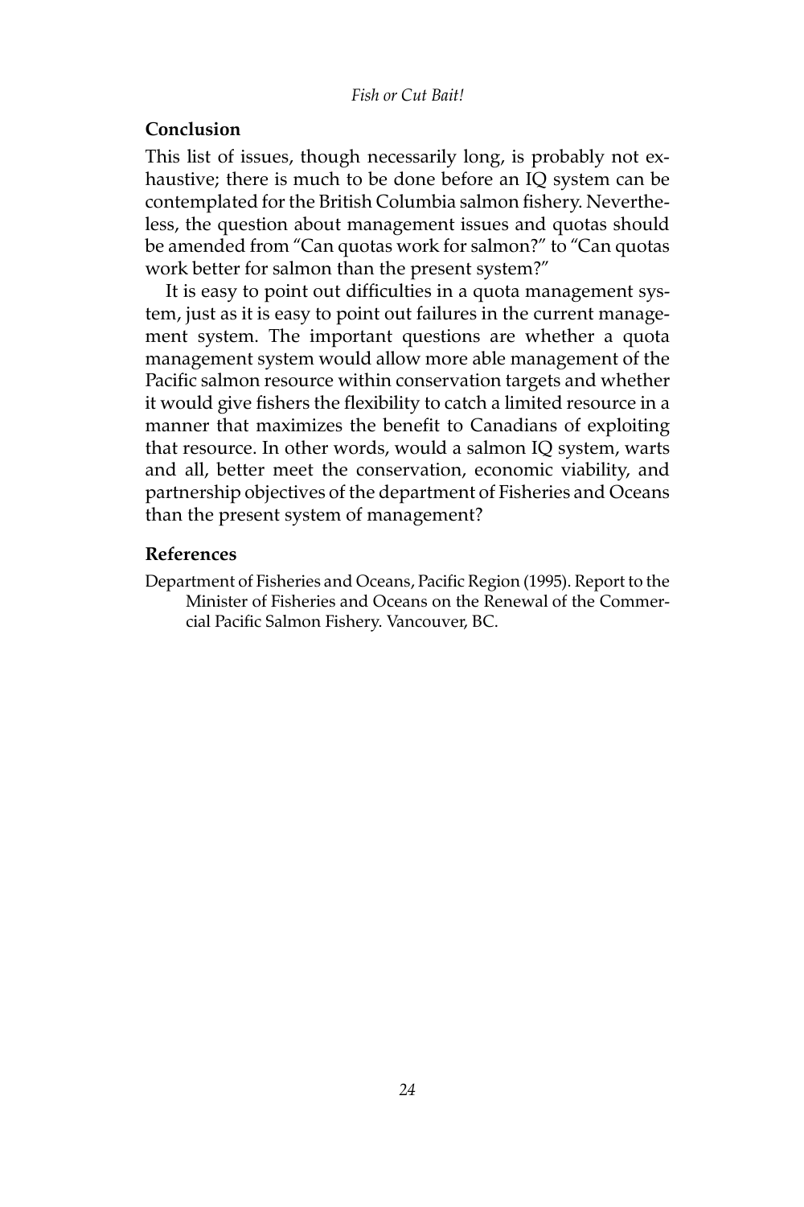## Conclusion

This list of issues, though necessarily long, is probably not exhaustive; there is much to be done before an IQ system can be contemplated for the British Columbia salmon fishery. Nevertheless, the question about management issues and quotas should be amended from "Can quotas work for salmon?" to "Can quotas work better for salmon than the present system?"

It is easy to point out difficulties in a quota management system, just as it is easy to point out failures in the current management system. The important questions are whether a quota management system would allow more able management of the Pacific salmon resource within conservation targets and whether it would give fishers the flexibility to catch a limited resource in a manner that maximizes the benefit to Canadians of exploiting that resource. In other words, would a salmon IQ system, warts and all, better meet the conservation, economic viability, and partnership objectives of the department of Fisheries and Oceans than the present system of management?

## References

Department of Fisheries and Oceans, Pacific Region (1995). Report to the Minister of Fisheries and Oceans on the Renewal of the Commercial Pacific Salmon Fishery. Vancouver, BC.